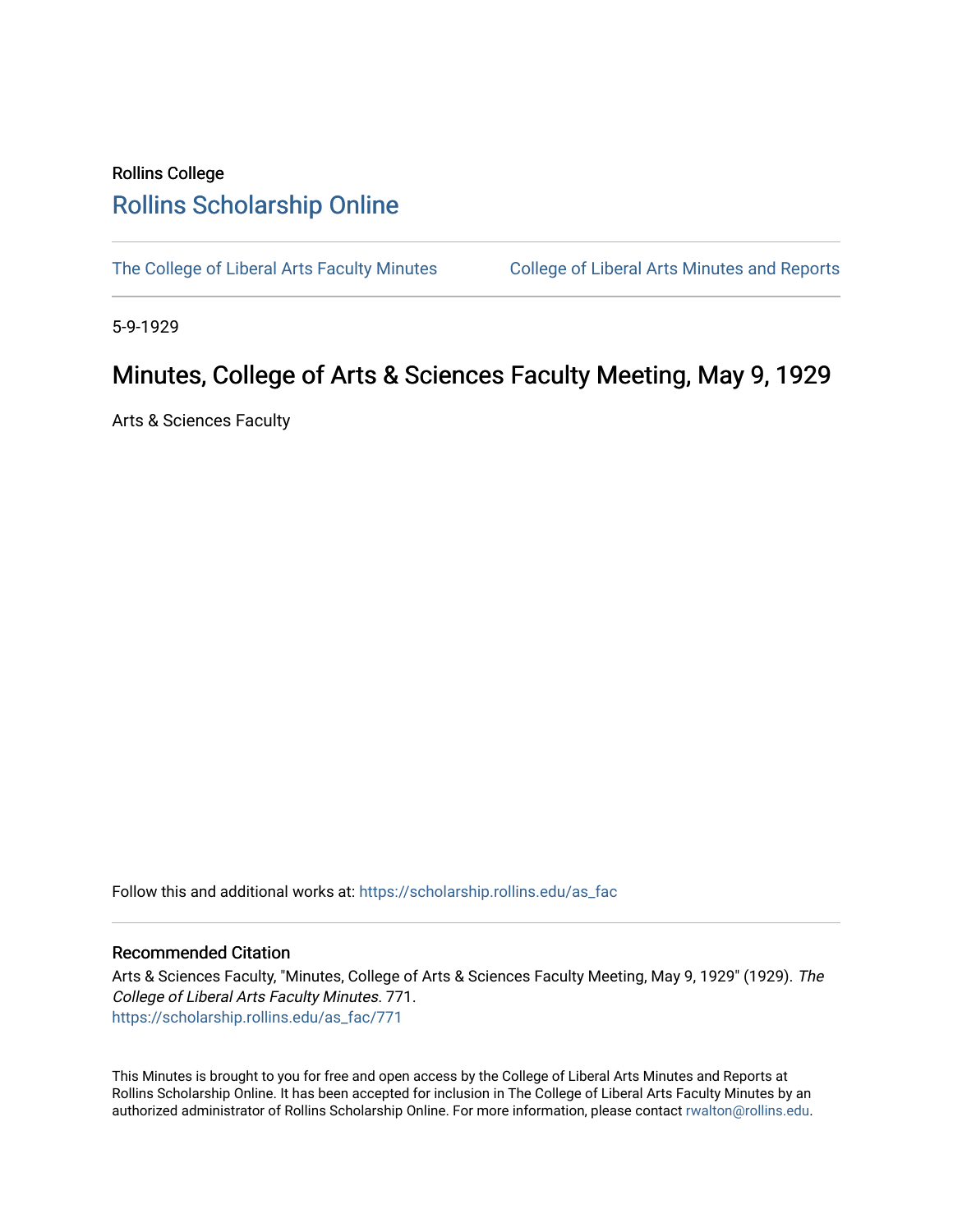Rollins College

# Rollins Scholarship Online

The College of Liberal Arts Faculty Minutes

College of Liberal Arts Minutes and Reports

5-9-1929

## Minutes, College of Arts & Sciences Faculty Meeting, May 9, 1929

Arts & Sciences Faculty

Follow this and additional works at: https://scholarship.rollins.edu/as_fac

### Recommended Citation

Arts & Sciences Faculty, "Minutes, College of Arts & Sciences Faculty Meeting, May 9, 1929" (1929). *The College of Liberal Arts Faculty Minutes*. 771.
https://scholarship.rollins.edu/as_fac/771

This Minutes is brought to you for free and open access by the College of Liberal Arts Minutes and Reports at Rollins Scholarship Online. It has been accepted for inclusion in The College of Liberal Arts Faculty Minutes by an authorized administrator of Rollins Scholarship Online. For more information, please contact rwalton@rollins.edu.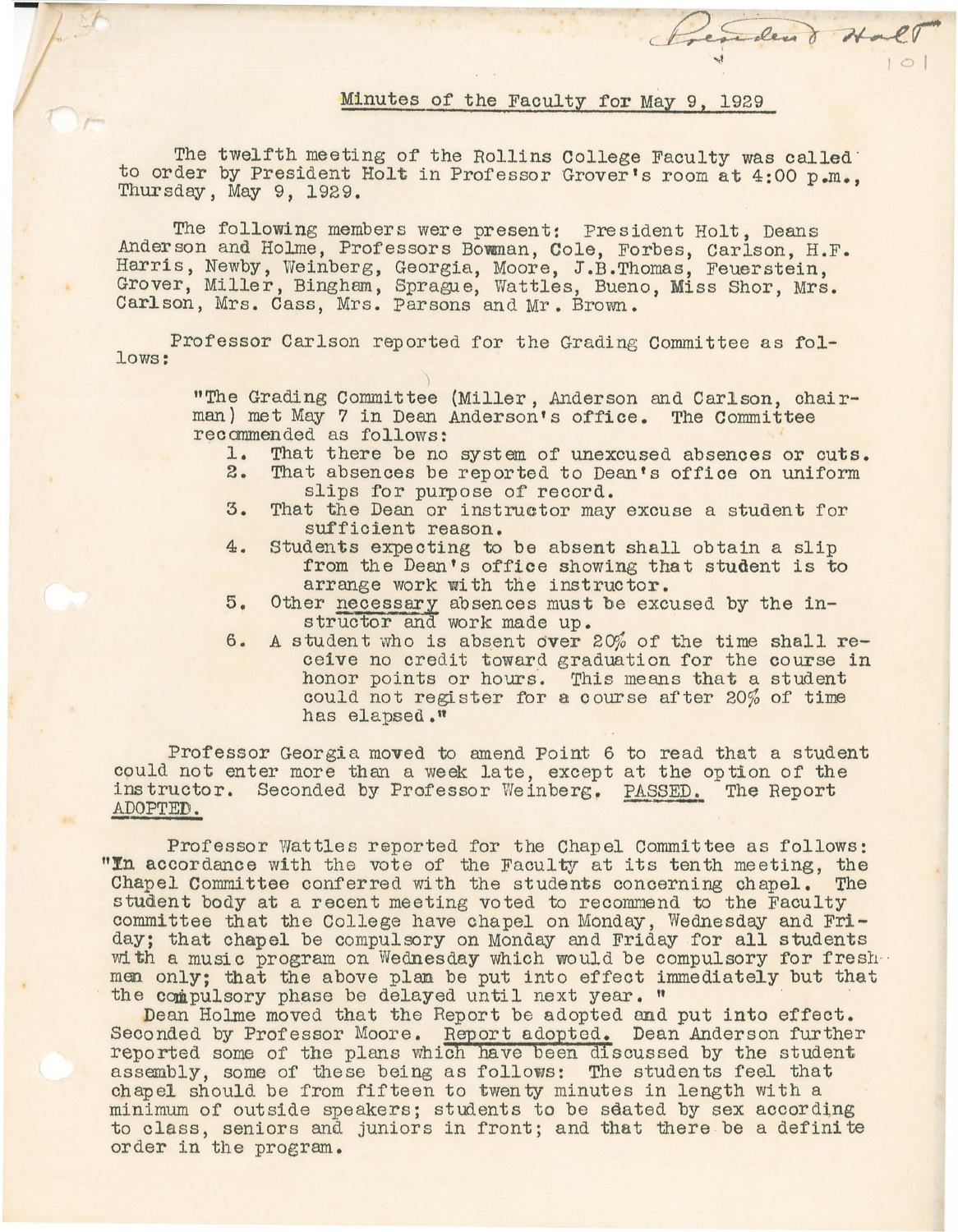## Minutes of the Faculty for May 9, 1929

The twelfth meeting of the Rollins College Faculty was called to order by President Holt in Professor Grover's room at 4:00 p.m., Thursday, May 9, 1929.

The following members were present: President Holt, Deans Anderson and Holme, Professors Bowman, Cole, Forbes, Carlson, H.F. Harris, Newby, Weinberg, Georgia, Moore, J.B.Thomas, Feuerstein, Grover, Miller, Bingham, Sprague, Wattles, Bueno, Miss Shor, Mrs. Carlson, Mrs. Cass, Mrs. Parsons and Mr. Brown.

Professor Carlson reported for the Grading Committee as follows:

> "The Grading Committee (Miller, Anderson and Carlson, chairman) met May 7 in Dean Anderson's office. The Committee recommended as follows:
>
> 1. That there be no system of unexcused absences or cuts.
> 2. That absences be reported to Dean's office on uniform slips for purpose of record.
> 3. That the Dean or instructor may excuse a student for sufficient reason.
> 4. Students expecting to be absent shall obtain a slip from the Dean's office showing that student is to arrange work with the instructor.
> 5. Other necessary absences must be excused by the instructor and work made up.
> 6. A student who is absent over 20% of the time shall receive no credit toward graduation for the course in honor points or hours. This means that a student could not register for a course after 20% of time has elapsed."

Professor Georgia moved to amend Point 6 to read that a student could not enter more than a week late, except at the option of the instructor. Seconded by Professor Weinberg. PASSED. The Report ADOPTED.

Professor Wattles reported for the Chapel Committee as follows: "In accordance with the vote of the Faculty at its tenth meeting, the Chapel Committee conferred with the students concerning chapel. The student body at a recent meeting voted to recommend to the Faculty committee that the College have chapel on Monday, Wednesday and Friday; that chapel be compulsory on Monday and Friday for all students with a music program on Wednesday which would be compulsory for freshmen only; that the above plan be put into effect immediately but that the compulsory phase be delayed until next year."

Dean Holme moved that the Report be adopted and put into effect. Seconded by Professor Moore. Report adopted. Dean Anderson further reported some of the plans which have been discussed by the student assembly, some of these being as follows: The students feel that chapel should be from fifteen to twenty minutes in length with a minimum of outside speakers; students to be seated by sex according to class, seniors and juniors in front; and that there be a definite order in the program.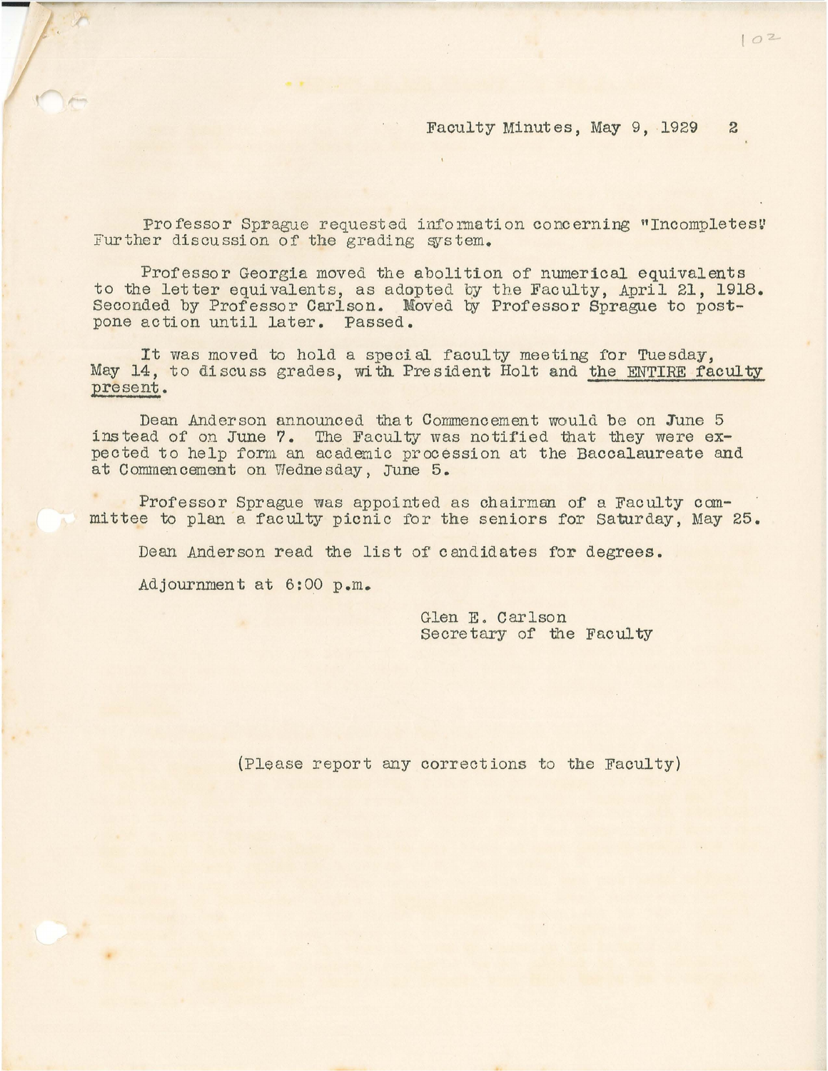Professor Sprague requested information concerning "Incompletes." Further discussion of the grading system.

Professor Georgia moved the abolition of numerical equivalents to the letter equivalents, as adopted by the Faculty, April 21, 1918. Seconded by Professor Carlson. Moved by Professor Sprague to postpone action until later. Passed.

It was moved to hold a special faculty meeting for Tuesday, May 14, to discuss grades, with President Holt and <u>the ENTIRE faculty present</u>.

Dean Anderson announced that Commencement would be on June 5 instead of on June 7. The Faculty was notified that they were expected to help form an academic procession at the Baccalaureate and at Commencement on Wednesday, June 5.

Professor Sprague was appointed as chairman of a Faculty committee to plan a faculty picnic for the seniors for Saturday, May 25.

Dean Anderson read the list of candidates for degrees.

Adjournment at 6:00 p.m.

Glen E. Carlson
Secretary of the Faculty

(Please report any corrections to the Faculty)